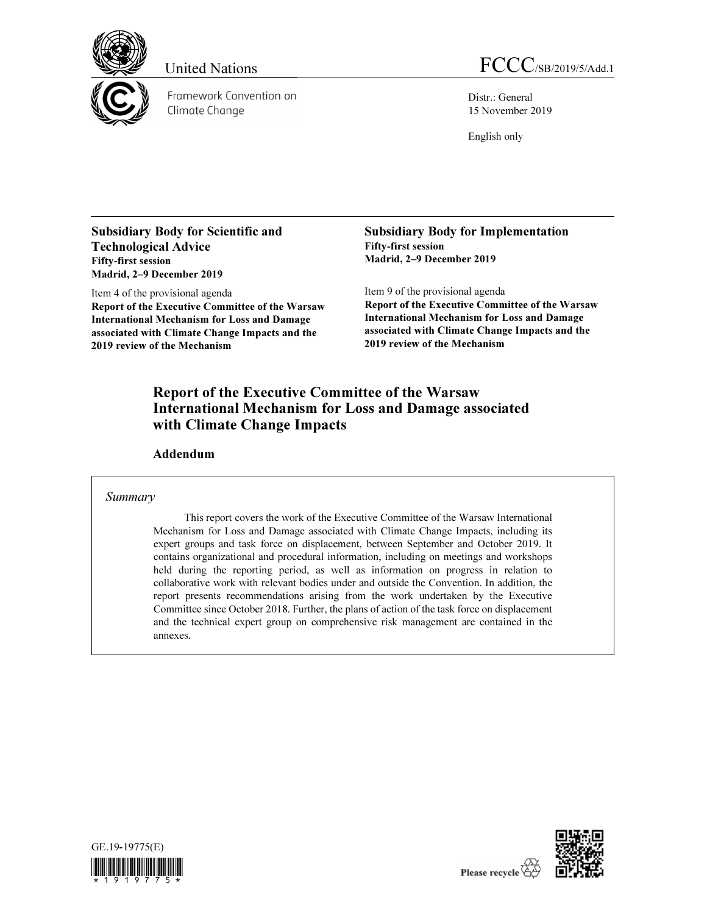United Nations

Framework Convention on Climate Change

FCCC/SB/2019/5/Add.1

Distr.: General
15 November 2019

English only

**Subsidiary Body for Scientific and Technological Advice**
**Fifty-first session**
**Madrid, 2–9 December 2019**

Item 4 of the provisional agenda
**Report of the Executive Committee of the Warsaw International Mechanism for Loss and Damage associated with Climate Change Impacts and the 2019 review of the Mechanism**

**Subsidiary Body for Implementation**
**Fifty-first session**
**Madrid, 2–9 December 2019**

Item 9 of the provisional agenda
**Report of the Executive Committee of the Warsaw International Mechanism for Loss and Damage associated with Climate Change Impacts and the 2019 review of the Mechanism**

# Report of the Executive Committee of the Warsaw International Mechanism for Loss and Damage associated with Climate Change Impacts

## Addendum

*Summary*

This report covers the work of the Executive Committee of the Warsaw International Mechanism for Loss and Damage associated with Climate Change Impacts, including its expert groups and task force on displacement, between September and October 2019. It contains organizational and procedural information, including on meetings and workshops held during the reporting period, as well as information on progress in relation to collaborative work with relevant bodies under and outside the Convention. In addition, the report presents recommendations arising from the work undertaken by the Executive Committee since October 2018. Further, the plans of action of the task force on displacement and the technical expert group on comprehensive risk management are contained in the annexes.

GE.19-19775(E)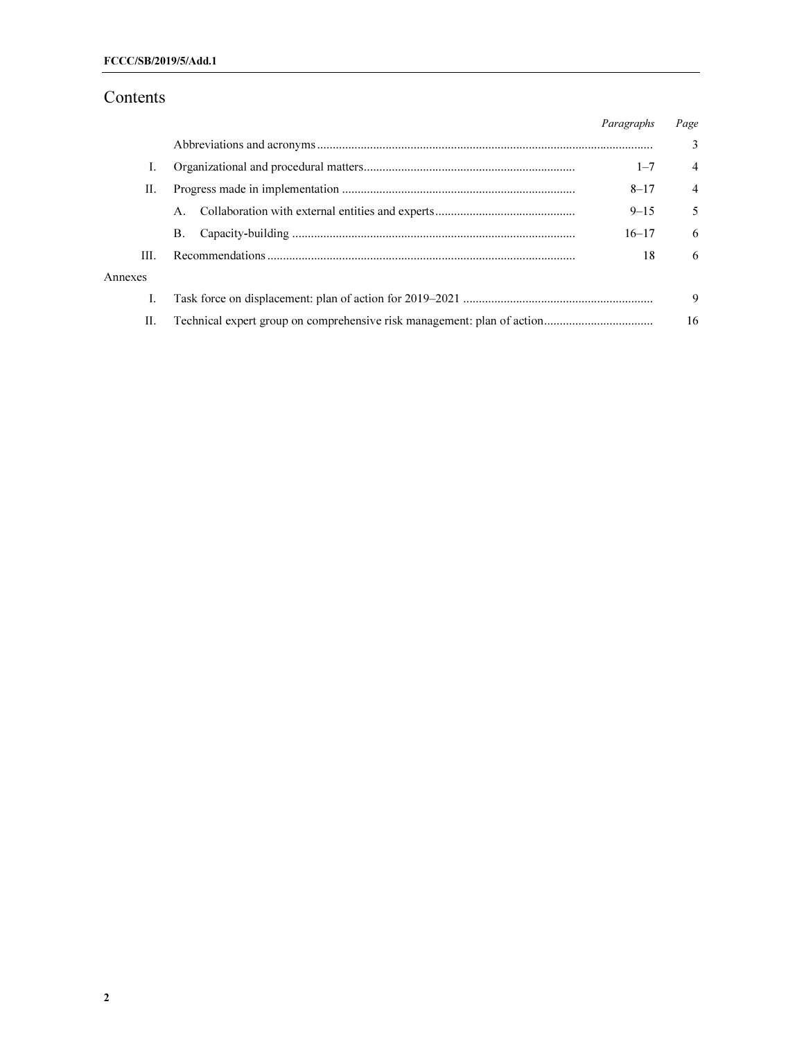# Contents

| | | Paragraphs | Page |
|---|---|---|---|
| | Abbreviations and acronyms | | 3 |
| I. | Organizational and procedural matters | 1–7 | 4 |
| II. | Progress made in implementation | 8–17 | 4 |
| | A. Collaboration with external entities and experts | 9–15 | 5 |
| | B. Capacity-building | 16–17 | 6 |
| III. | Recommendations | 18 | 6 |
| Annexes | | | |
| I. | Task force on displacement: plan of action for 2019–2021 | | 9 |
| II. | Technical expert group on comprehensive risk management: plan of action | | 16 |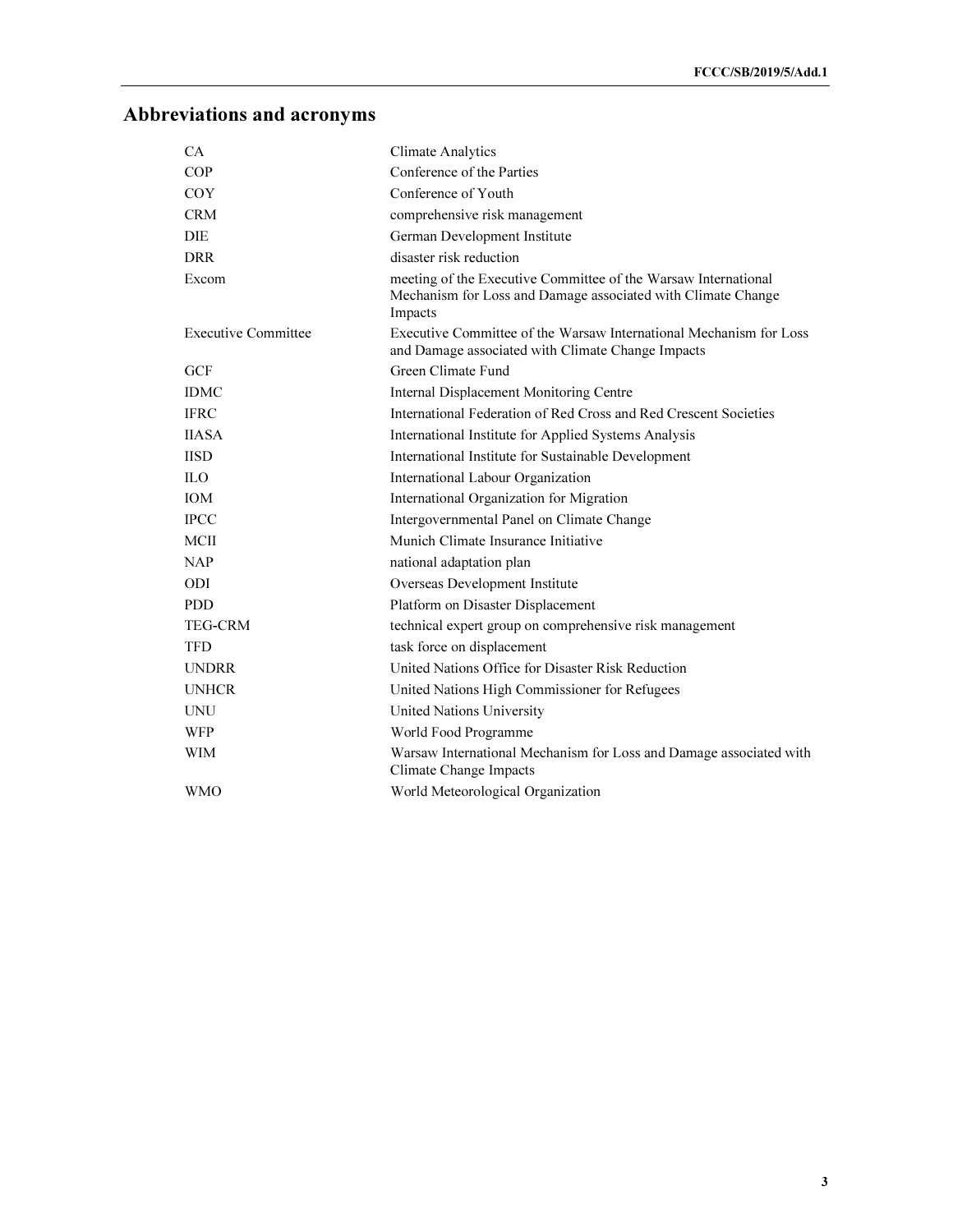## Abbreviations and acronyms

| | |
|---|---|
| CA | Climate Analytics |
| COP | Conference of the Parties |
| COY | Conference of Youth |
| CRM | comprehensive risk management |
| DIE | German Development Institute |
| DRR | disaster risk reduction |
| Excom | meeting of the Executive Committee of the Warsaw International Mechanism for Loss and Damage associated with Climate Change Impacts |
| Executive Committee | Executive Committee of the Warsaw International Mechanism for Loss and Damage associated with Climate Change Impacts |
| GCF | Green Climate Fund |
| IDMC | Internal Displacement Monitoring Centre |
| IFRC | International Federation of Red Cross and Red Crescent Societies |
| IIASA | International Institute for Applied Systems Analysis |
| IISD | International Institute for Sustainable Development |
| ILO | International Labour Organization |
| IOM | International Organization for Migration |
| IPCC | Intergovernmental Panel on Climate Change |
| MCII | Munich Climate Insurance Initiative |
| NAP | national adaptation plan |
| ODI | Overseas Development Institute |
| PDD | Platform on Disaster Displacement |
| TEG-CRM | technical expert group on comprehensive risk management |
| TFD | task force on displacement |
| UNDRR | United Nations Office for Disaster Risk Reduction |
| UNHCR | United Nations High Commissioner for Refugees |
| UNU | United Nations University |
| WFP | World Food Programme |
| WIM | Warsaw International Mechanism for Loss and Damage associated with Climate Change Impacts |
| WMO | World Meteorological Organization |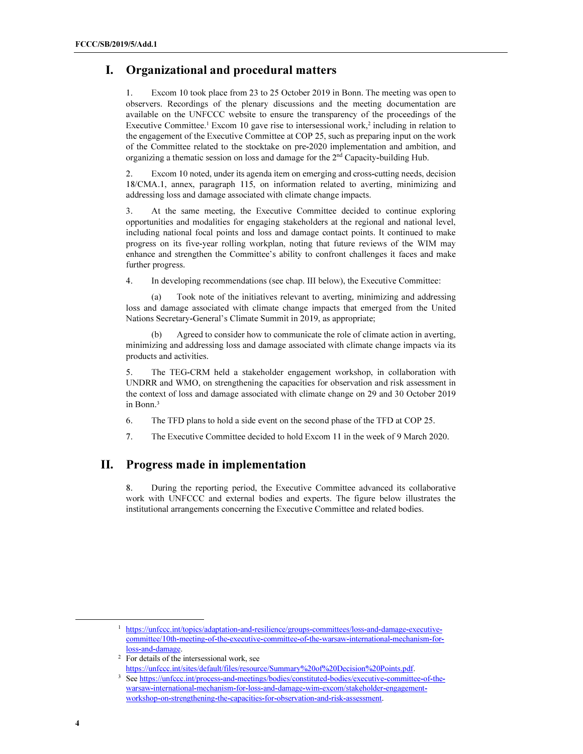## I. Organizational and procedural matters

1. Excom 10 took place from 23 to 25 October 2019 in Bonn. The meeting was open to observers. Recordings of the plenary discussions and the meeting documentation are available on the UNFCCC website to ensure the transparency of the proceedings of the Executive Committee.[1] Excom 10 gave rise to intersessional work,[2] including in relation to the engagement of the Executive Committee at COP 25, such as preparing input on the work of the Committee related to the stocktake on pre-2020 implementation and ambition, and organizing a thematic session on loss and damage for the 2nd Capacity-building Hub.

2. Excom 10 noted, under its agenda item on emerging and cross-cutting needs, decision 18/CMA.1, annex, paragraph 115, on information related to averting, minimizing and addressing loss and damage associated with climate change impacts.

3. At the same meeting, the Executive Committee decided to continue exploring opportunities and modalities for engaging stakeholders at the regional and national level, including national focal points and loss and damage contact points. It continued to make progress on its five-year rolling workplan, noting that future reviews of the WIM may enhance and strengthen the Committee's ability to confront challenges it faces and make further progress.

4. In developing recommendations (see chap. III below), the Executive Committee:

(a) Took note of the initiatives relevant to averting, minimizing and addressing loss and damage associated with climate change impacts that emerged from the United Nations Secretary-General's Climate Summit in 2019, as appropriate;

(b) Agreed to consider how to communicate the role of climate action in averting, minimizing and addressing loss and damage associated with climate change impacts via its products and activities.

5. The TEG-CRM held a stakeholder engagement workshop, in collaboration with UNDRR and WMO, on strengthening the capacities for observation and risk assessment in the context of loss and damage associated with climate change on 29 and 30 October 2019 in Bonn.[3]

6. The TFD plans to hold a side event on the second phase of the TFD at COP 25.

7. The Executive Committee decided to hold Excom 11 in the week of 9 March 2020.

## II. Progress made in implementation

8. During the reporting period, the Executive Committee advanced its collaborative work with UNFCCC and external bodies and experts. The figure below illustrates the institutional arrangements concerning the Executive Committee and related bodies.

---

[1] https://unfccc.int/topics/adaptation-and-resilience/groups-committees/loss-and-damage-executive-committee/10th-meeting-of-the-executive-committee-of-the-warsaw-international-mechanism-for-loss-and-damage.

[2] For details of the intersessional work, see https://unfccc.int/sites/default/files/resource/Summary%20of%20Decision%20Points.pdf.

[3] See https://unfccc.int/process-and-meetings/bodies/constituted-bodies/executive-committee-of-the-warsaw-international-mechanism-for-loss-and-damage-wim-excom/stakeholder-engagement-workshop-on-strengthening-the-capacities-for-observation-and-risk-assessment.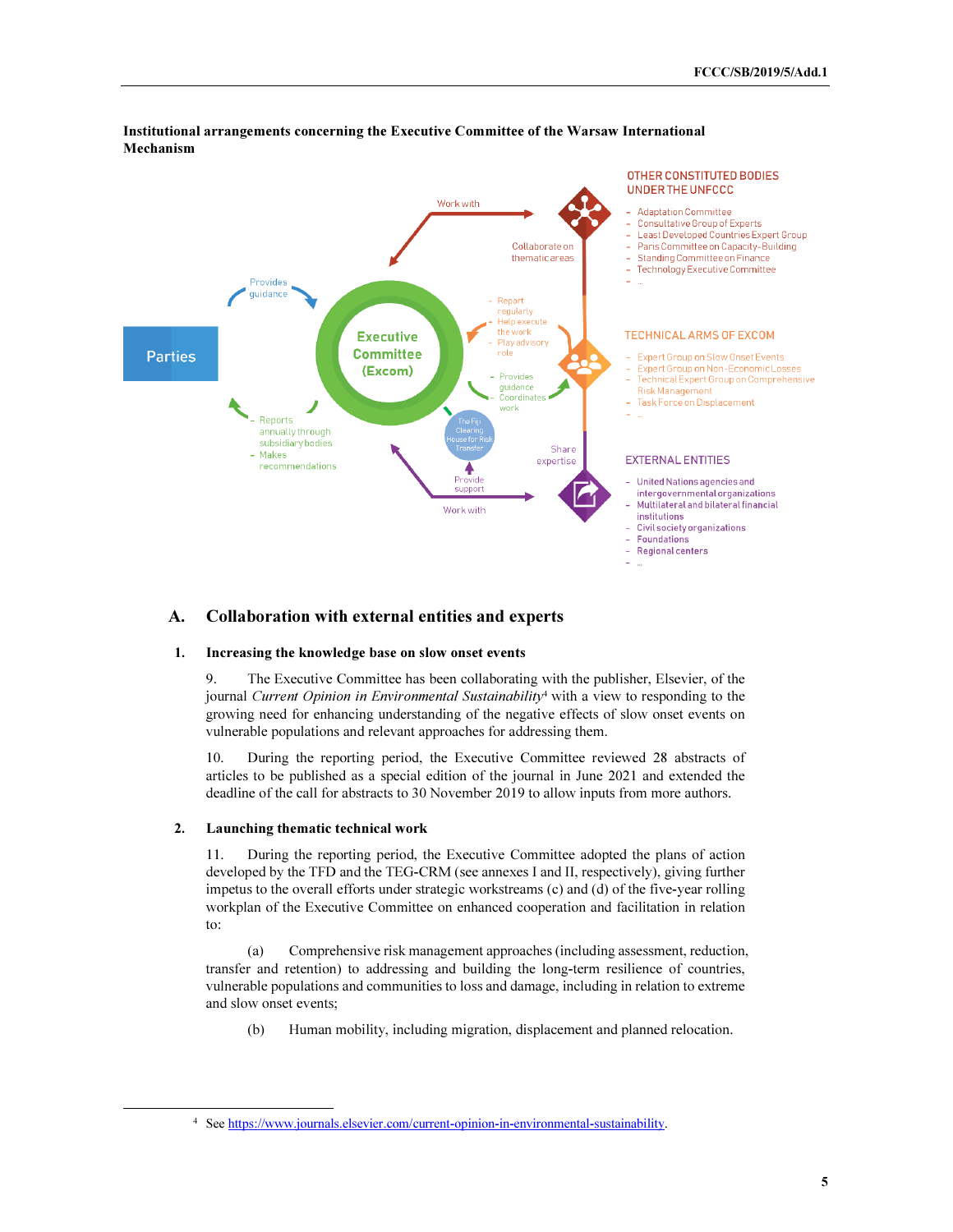**Institutional arrangements concerning the Executive Committee of the Warsaw International Mechanism**

Executive Committee (Excom)

Parties

- Provides guidance
- Reports annually through subsidiary bodies
- Makes recommendations

OTHER CONSTITUTED BODIES UNDER THE UNFCCC

- Adaptation Committee
- Consultative Group of Experts
- Least Developed Countries Expert Group
- Paris Committee on Capacity-Building
- Standing Committee on Finance
- Technology Executive Committee
- ...

Work with

Collaborate on thematic areas

TECHNICAL ARMS OF EXCOM

- Expert Group on Slow Onset Events
- Expert Group on Non-Economic Losses
- Technical Expert Group on Comprehensive Risk Management
- Task Force on Displacement
- ...

- Report regularly
- Help execute the work
- Play advisory role

- Provides guidance
- Coordinates work

The Fiji Clearing House for Risk Transfer

Provide support

Share expertise

Work with

EXTERNAL ENTITIES

- United Nations agencies and intergovernmental organizations
- Multilateral and bilateral financial institutions
- Civil society organizations
- Foundations
- Regional centers
- ...

## A. Collaboration with external entities and experts

### 1. Increasing the knowledge base on slow onset events

9. The Executive Committee has been collaborating with the publisher, Elsevier, of the journal *Current Opinion in Environmental Sustainability*[4] with a view to responding to the growing need for enhancing understanding of the negative effects of slow onset events on vulnerable populations and relevant approaches for addressing them.

10. During the reporting period, the Executive Committee reviewed 28 abstracts of articles to be published as a special edition of the journal in June 2021 and extended the deadline of the call for abstracts to 30 November 2019 to allow inputs from more authors.

### 2. Launching thematic technical work

11. During the reporting period, the Executive Committee adopted the plans of action developed by the TFD and the TEG-CRM (see annexes I and II, respectively), giving further impetus to the overall efforts under strategic workstreams (c) and (d) of the five-year rolling workplan of the Executive Committee on enhanced cooperation and facilitation in relation to:

(a) Comprehensive risk management approaches (including assessment, reduction, transfer and retention) to addressing and building the long-term resilience of countries, vulnerable populations and communities to loss and damage, including in relation to extreme and slow onset events;

(b) Human mobility, including migration, displacement and planned relocation.

[4] See https://www.journals.elsevier.com/current-opinion-in-environmental-sustainability.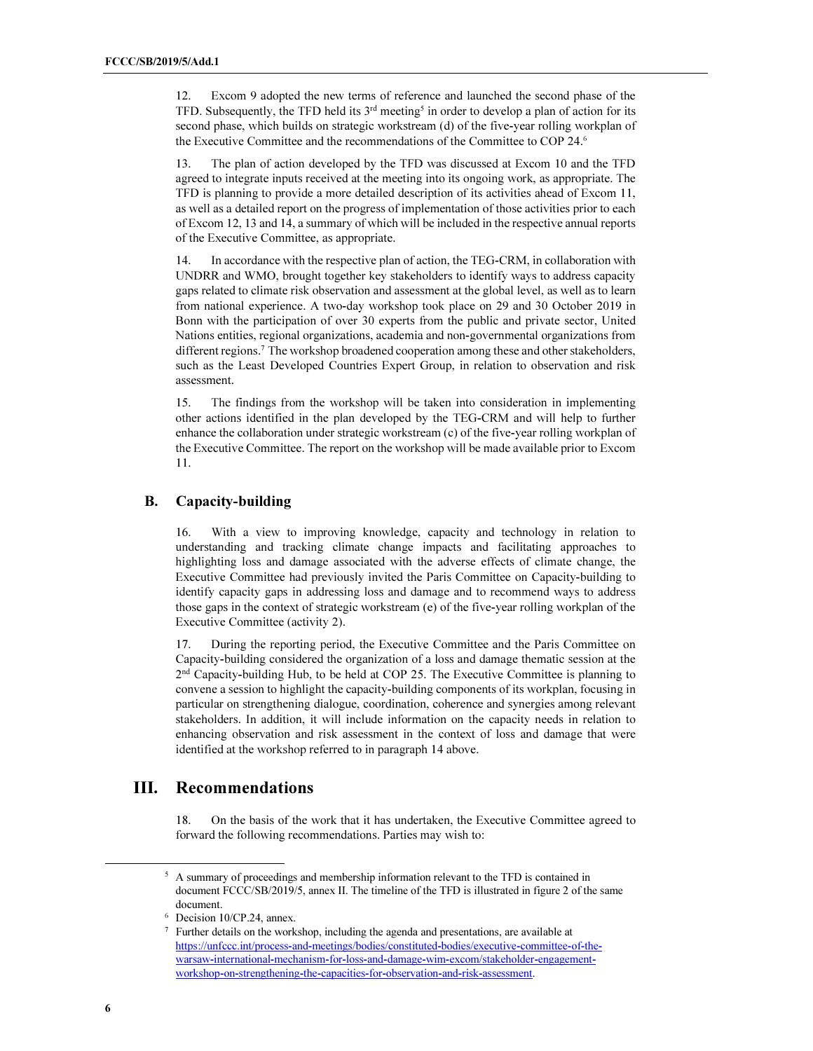12. Excom 9 adopted the new terms of reference and launched the second phase of the TFD. Subsequently, the TFD held its 3rd meeting[5] in order to develop a plan of action for its second phase, which builds on strategic workstream (d) of the five-year rolling workplan of the Executive Committee and the recommendations of the Committee to COP 24.[6]

13. The plan of action developed by the TFD was discussed at Excom 10 and the TFD agreed to integrate inputs received at the meeting into its ongoing work, as appropriate. The TFD is planning to provide a more detailed description of its activities ahead of Excom 11, as well as a detailed report on the progress of implementation of those activities prior to each of Excom 12, 13 and 14, a summary of which will be included in the respective annual reports of the Executive Committee, as appropriate.

14. In accordance with the respective plan of action, the TEG-CRM, in collaboration with UNDRR and WMO, brought together key stakeholders to identify ways to address capacity gaps related to climate risk observation and assessment at the global level, as well as to learn from national experience. A two-day workshop took place on 29 and 30 October 2019 in Bonn with the participation of over 30 experts from the public and private sector, United Nations entities, regional organizations, academia and non-governmental organizations from different regions.[7] The workshop broadened cooperation among these and other stakeholders, such as the Least Developed Countries Expert Group, in relation to observation and risk assessment.

15. The findings from the workshop will be taken into consideration in implementing other actions identified in the plan developed by the TEG-CRM and will help to further enhance the collaboration under strategic workstream (c) of the five-year rolling workplan of the Executive Committee. The report on the workshop will be made available prior to Excom 11.

## B. Capacity-building

16. With a view to improving knowledge, capacity and technology in relation to understanding and tracking climate change impacts and facilitating approaches to highlighting loss and damage associated with the adverse effects of climate change, the Executive Committee had previously invited the Paris Committee on Capacity-building to identify capacity gaps in addressing loss and damage and to recommend ways to address those gaps in the context of strategic workstream (e) of the five-year rolling workplan of the Executive Committee (activity 2).

17. During the reporting period, the Executive Committee and the Paris Committee on Capacity-building considered the organization of a loss and damage thematic session at the 2nd Capacity-building Hub, to be held at COP 25. The Executive Committee is planning to convene a session to highlight the capacity-building components of its workplan, focusing in particular on strengthening dialogue, coordination, coherence and synergies among relevant stakeholders. In addition, it will include information on the capacity needs in relation to enhancing observation and risk assessment in the context of loss and damage that were identified at the workshop referred to in paragraph 14 above.

# III. Recommendations

18. On the basis of the work that it has undertaken, the Executive Committee agreed to forward the following recommendations. Parties may wish to:

---

[5] A summary of proceedings and membership information relevant to the TFD is contained in document FCCC/SB/2019/5, annex II. The timeline of the TFD is illustrated in figure 2 of the same document.

[6] Decision 10/CP.24, annex.

[7] Further details on the workshop, including the agenda and presentations, are available at https://unfccc.int/process-and-meetings/bodies/constituted-bodies/executive-committee-of-the-warsaw-international-mechanism-for-loss-and-damage-wim-excom/stakeholder-engagement-workshop-on-strengthening-the-capacities-for-observation-and-risk-assessment.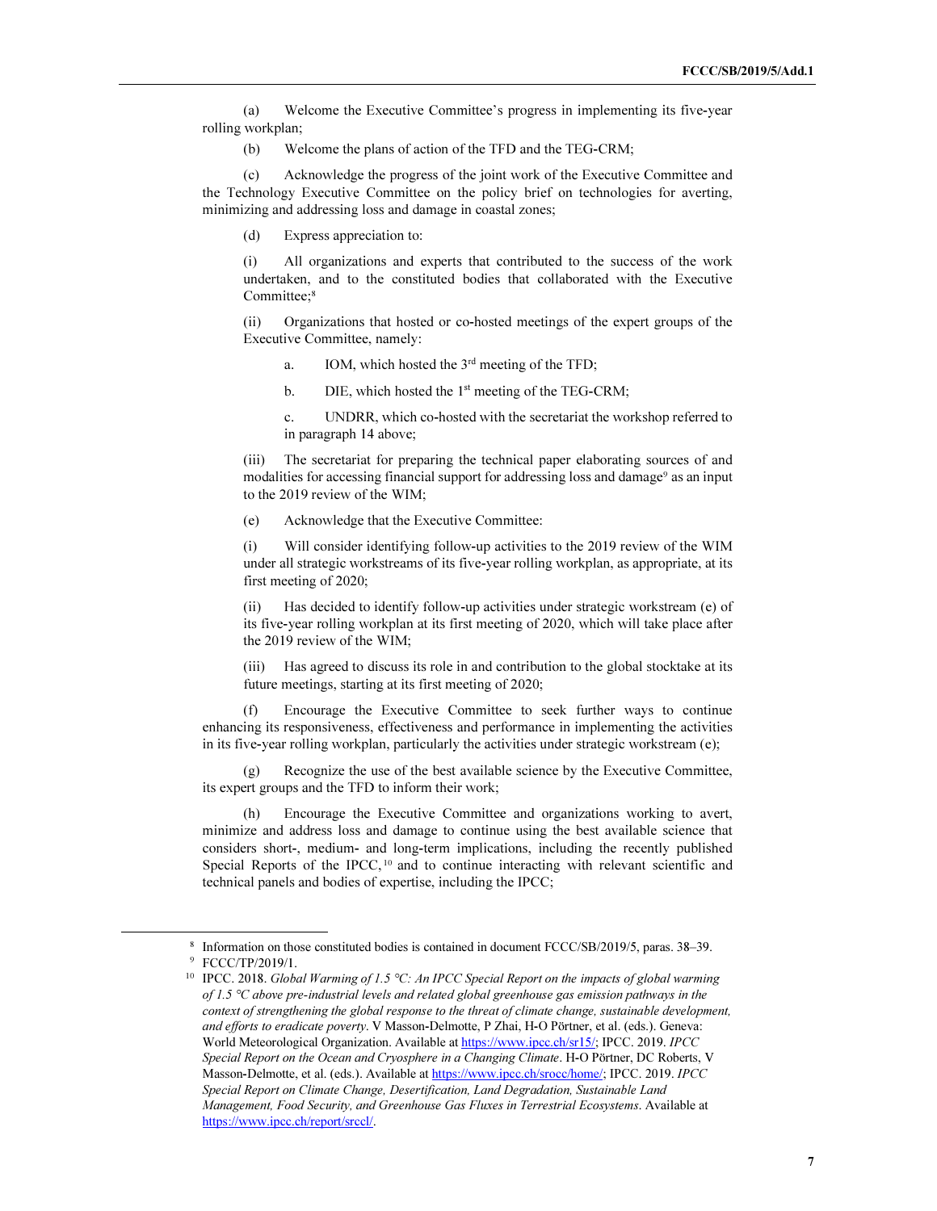(a) Welcome the Executive Committee's progress in implementing its five-year rolling workplan;

(b) Welcome the plans of action of the TFD and the TEG-CRM;

(c) Acknowledge the progress of the joint work of the Executive Committee and the Technology Executive Committee on the policy brief on technologies for averting, minimizing and addressing loss and damage in coastal zones;

(d) Express appreciation to:

(i) All organizations and experts that contributed to the success of the work undertaken, and to the constituted bodies that collaborated with the Executive Committee;[8]

(ii) Organizations that hosted or co-hosted meetings of the expert groups of the Executive Committee, namely:

a. IOM, which hosted the 3rd meeting of the TFD;

b. DIE, which hosted the 1st meeting of the TEG-CRM;

c. UNDRR, which co-hosted with the secretariat the workshop referred to in paragraph 14 above;

(iii) The secretariat for preparing the technical paper elaborating sources of and modalities for accessing financial support for addressing loss and damage[9] as an input to the 2019 review of the WIM;

(e) Acknowledge that the Executive Committee:

(i) Will consider identifying follow-up activities to the 2019 review of the WIM under all strategic workstreams of its five-year rolling workplan, as appropriate, at its first meeting of 2020;

(ii) Has decided to identify follow-up activities under strategic workstream (e) of its five-year rolling workplan at its first meeting of 2020, which will take place after the 2019 review of the WIM;

(iii) Has agreed to discuss its role in and contribution to the global stocktake at its future meetings, starting at its first meeting of 2020;

(f) Encourage the Executive Committee to seek further ways to continue enhancing its responsiveness, effectiveness and performance in implementing the activities in its five-year rolling workplan, particularly the activities under strategic workstream (e);

(g) Recognize the use of the best available science by the Executive Committee, its expert groups and the TFD to inform their work;

(h) Encourage the Executive Committee and organizations working to avert, minimize and address loss and damage to continue using the best available science that considers short-, medium- and long-term implications, including the recently published Special Reports of the IPCC,[10] and to continue interacting with relevant scientific and technical panels and bodies of expertise, including the IPCC;

---

[8] Information on those constituted bodies is contained in document FCCC/SB/2019/5, paras. 38–39.

[9] FCCC/TP/2019/1.

[10] IPCC. 2018. *Global Warming of 1.5 °C: An IPCC Special Report on the impacts of global warming of 1.5 °C above pre-industrial levels and related global greenhouse gas emission pathways in the context of strengthening the global response to the threat of climate change, sustainable development, and efforts to eradicate poverty*. V Masson-Delmotte, P Zhai, H-O Pörtner, et al. (eds.). Geneva: World Meteorological Organization. Available at https://www.ipcc.ch/sr15/; IPCC. 2019. *IPCC Special Report on the Ocean and Cryosphere in a Changing Climate*. H-O Pörtner, DC Roberts, V Masson-Delmotte, et al. (eds.). Available at https://www.ipcc.ch/srocc/home/; IPCC. 2019. *IPCC Special Report on Climate Change, Desertification, Land Degradation, Sustainable Land Management, Food Security, and Greenhouse Gas Fluxes in Terrestrial Ecosystems*. Available at https://www.ipcc.ch/report/srccl/.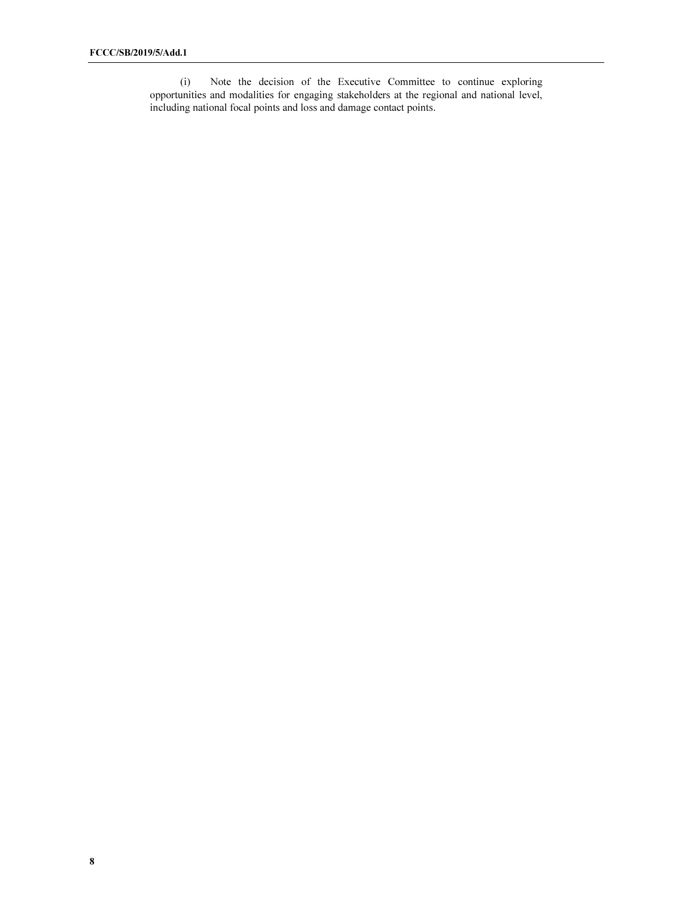(i) Note the decision of the Executive Committee to continue exploring opportunities and modalities for engaging stakeholders at the regional and national level, including national focal points and loss and damage contact points.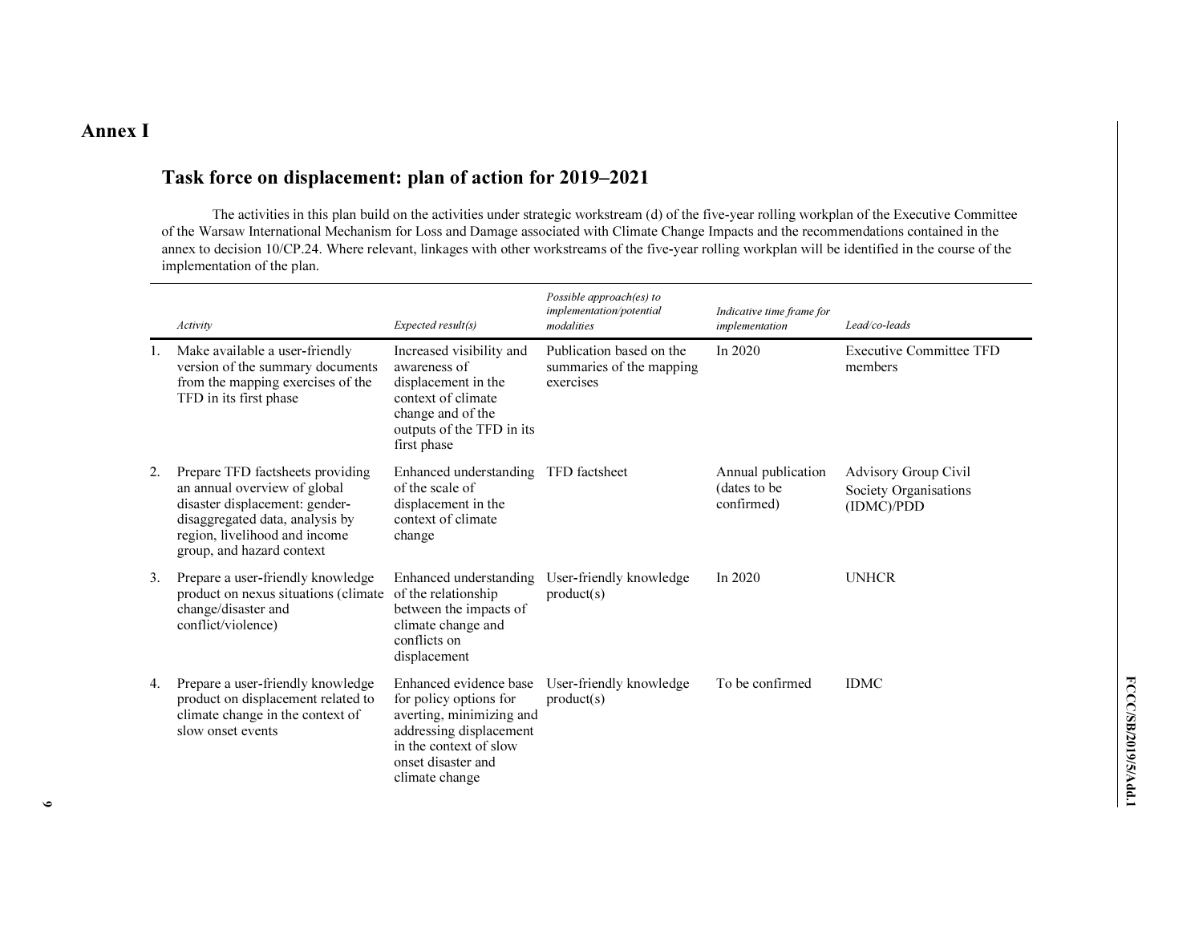# Annex I

## Task force on displacement: plan of action for 2019–2021

The activities in this plan build on the activities under strategic workstream (d) of the five-year rolling workplan of the Executive Committee of the Warsaw International Mechanism for Loss and Damage associated with Climate Change Impacts and the recommendations contained in the annex to decision 10/CP.24. Where relevant, linkages with other workstreams of the five-year rolling workplan will be identified in the course of the implementation of the plan.

| | *Activity* | *Expected result(s)* | *Possible approach(es) to implementation/potential modalities* | *Indicative time frame for implementation* | *Lead/co-leads* |
|---|---|---|---|---|---|
| 1. | Make available a user-friendly version of the summary documents from the mapping exercises of the TFD in its first phase | Increased visibility and awareness of displacement in the context of climate change and of the outputs of the TFD in its first phase | Publication based on the summaries of the mapping exercises | In 2020 | Executive Committee TFD members |
| 2. | Prepare TFD factsheets providing an annual overview of global disaster displacement: gender-disaggregated data, analysis by region, livelihood and income group, and hazard context | Enhanced understanding of the scale of displacement in the context of climate change | TFD factsheet | Annual publication (dates to be confirmed) | Advisory Group Civil Society Organisations (IDMC)/PDD |
| 3. | Prepare a user-friendly knowledge product on nexus situations (climate change/disaster and conflict/violence) | Enhanced understanding of the relationship between the impacts of climate change and conflicts on displacement | User-friendly knowledge product(s) | In 2020 | UNHCR |
| 4. | Prepare a user-friendly knowledge product on displacement related to climate change in the context of slow onset events | Enhanced evidence base for policy options for averting, minimizing and addressing displacement in the context of slow onset disaster and climate change | User-friendly knowledge product(s) | To be confirmed | IDMC |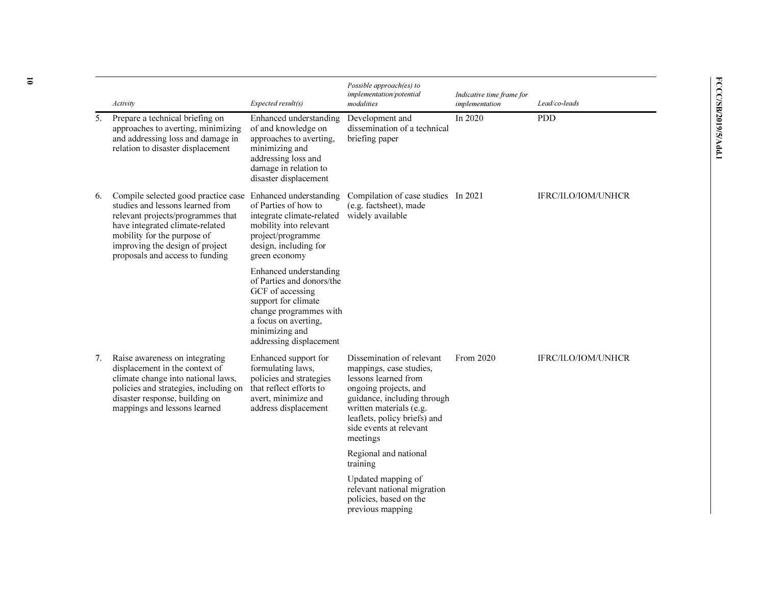| | Activity | Expected result(s) | Possible approach(es) to implementation/potential modalities | Indicative time frame for implementation | Lead/co-leads |
|---|---|---|---|---|---|
| 5. | Prepare a technical briefing on approaches to averting, minimizing and addressing loss and damage in relation to disaster displacement | Enhanced understanding of and knowledge on approaches to averting, minimizing and addressing loss and damage in relation to disaster displacement | Development and dissemination of a technical briefing paper | In 2020 | PDD |
| 6. | Compile selected good practice case studies and lessons learned from relevant projects/programmes that have integrated climate-related mobility for the purpose of improving the design of project proposals and access to funding | Enhanced understanding of Parties of how to integrate climate-related mobility into relevant project/programme design, including for green economy | Compilation of case studies (e.g. factsheet), made widely available | In 2021 | IFRC/ILO/IOM/UNHCR |
| | | Enhanced understanding of Parties and donors/the GCF of accessing support for climate change programmes with a focus on averting, minimizing and addressing displacement | | | |
| 7. | Raise awareness on integrating displacement in the context of climate change into national laws, policies and strategies, including on disaster response, building on mappings and lessons learned | Enhanced support for formulating laws, policies and strategies that reflect efforts to avert, minimize and address displacement | Dissemination of relevant mappings, case studies, lessons learned from ongoing projects, and guidance, including through written materials (e.g. leaflets, policy briefs) and side events at relevant meetings | From 2020 | IFRC/ILO/IOM/UNHCR |
| | | | Regional and national training | | |
| | | | Updated mapping of relevant national migration policies, based on the previous mapping | | |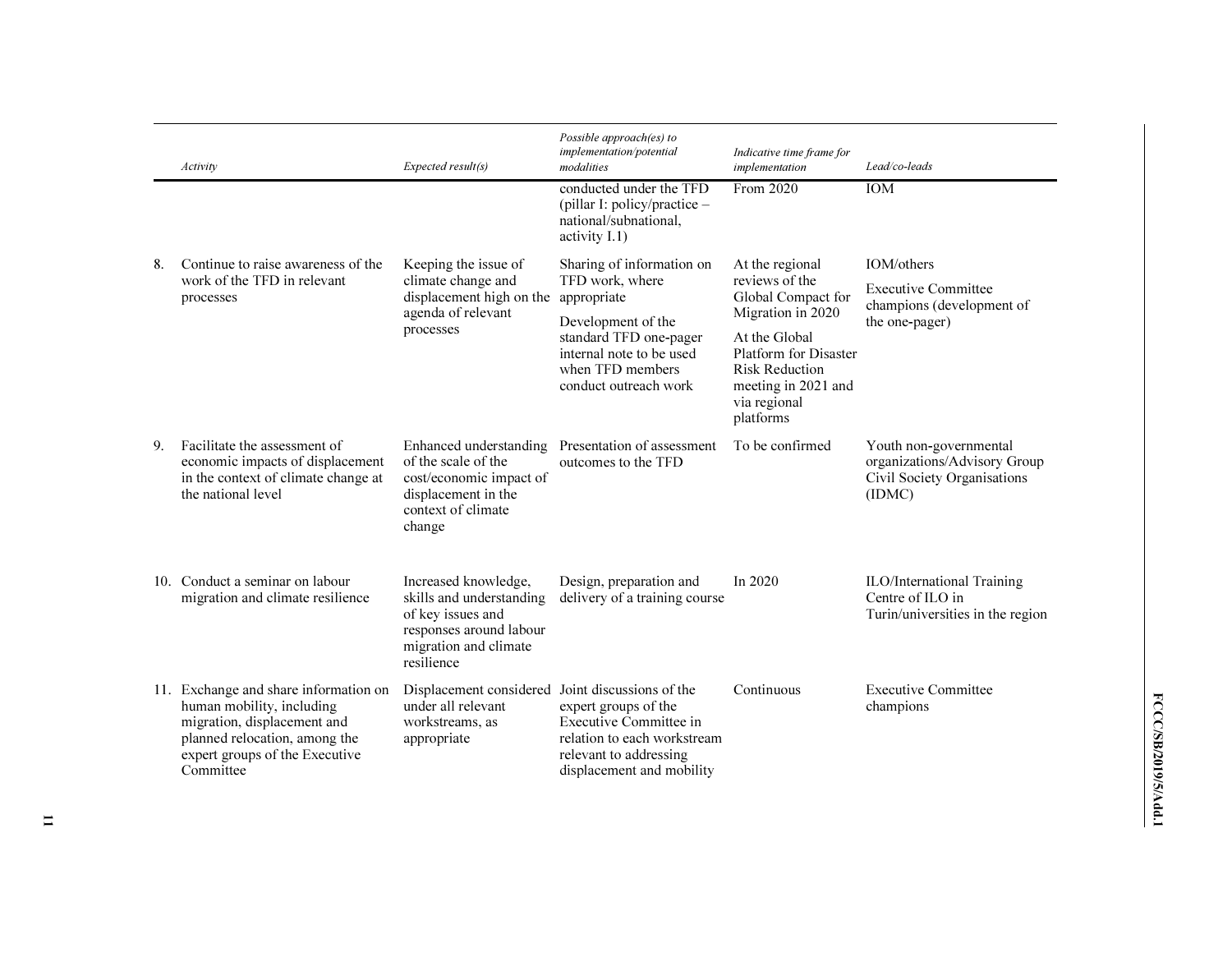| | Activity | Expected result(s) | Possible approach(es) to implementation/potential modalities | Indicative time frame for implementation | Lead/co-leads |
|---|---|---|---|---|---|
| | | | conducted under the TFD (pillar I: policy/practice – national/subnational, activity I.1) | From 2020 | IOM |
| 8. | Continue to raise awareness of the work of the TFD in relevant processes | Keeping the issue of climate change and displacement high on the agenda of relevant processes | Sharing of information on TFD work, where appropriate<br><br>Development of the standard TFD one-pager internal note to be used when TFD members conduct outreach work | At the regional reviews of the Global Compact for Migration in 2020<br><br>At the Global Platform for Disaster Risk Reduction meeting in 2021 and via regional platforms | IOM/others<br><br>Executive Committee champions (development of the one-pager) |
| 9. | Facilitate the assessment of economic impacts of displacement in the context of climate change at the national level | Enhanced understanding of the scale of the cost/economic impact of displacement in the context of climate change | Presentation of assessment outcomes to the TFD | To be confirmed | Youth non-governmental organizations/Advisory Group Civil Society Organisations (IDMC) |
| 10. | Conduct a seminar on labour migration and climate resilience | Increased knowledge, skills and understanding of key issues and responses around labour migration and climate resilience | Design, preparation and delivery of a training course | In 2020 | ILO/International Training Centre of ILO in Turin/universities in the region |
| 11. | Exchange and share information on human mobility, including migration, displacement and planned relocation, among the expert groups of the Executive Committee | Displacement considered under all relevant workstreams, as appropriate | Joint discussions of the expert groups of the Executive Committee in relation to each workstream relevant to addressing displacement and mobility | Continuous | Executive Committee champions |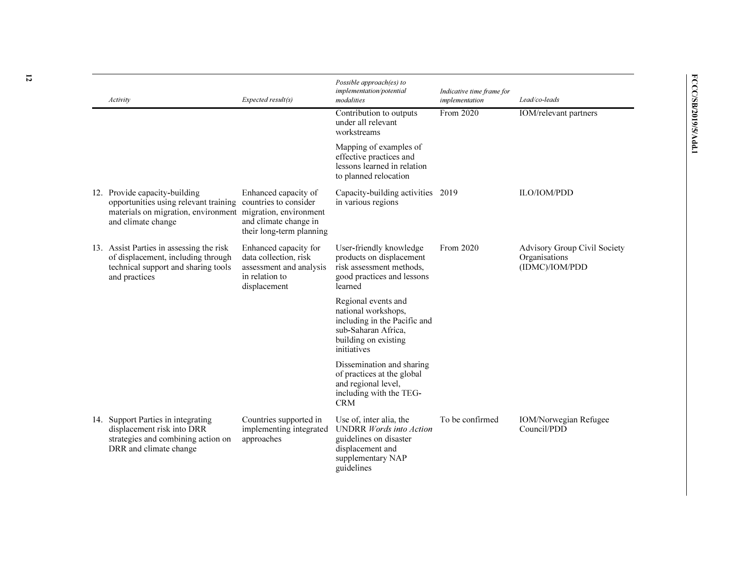| Activity | Expected result(s) | Possible approach(es) to implementation/potential modalities | Indicative time frame for implementation | Lead/co-leads |
|---|---|---|---|---|
| | | Contribution to outputs under all relevant workstreams | From 2020 | IOM/relevant partners |
| | | Mapping of examples of effective practices and lessons learned in relation to planned relocation | | |
| 12. Provide capacity-building opportunities using relevant training materials on migration, environment and climate change | Enhanced capacity of countries to consider migration, environment and climate change in their long-term planning | Capacity-building activities in various regions | 2019 | ILO/IOM/PDD |
| 13. Assist Parties in assessing the risk of displacement, including through technical support and sharing tools and practices | Enhanced capacity for data collection, risk assessment and analysis in relation to displacement | User-friendly knowledge products on displacement risk assessment methods, good practices and lessons learned | From 2020 | Advisory Group Civil Society Organisations (IDMC)/IOM/PDD |
| | | Regional events and national workshops, including in the Pacific and sub-Saharan Africa, building on existing initiatives | | |
| | | Dissemination and sharing of practices at the global and regional level, including with the TEG-CRM | | |
| 14. Support Parties in integrating displacement risk into DRR strategies and combining action on DRR and climate change | Countries supported in implementing integrated approaches | Use of, inter alia, the UNDRR *Words into Action* guidelines on disaster displacement and supplementary NAP guidelines | To be confirmed | IOM/Norwegian Refugee Council/PDD |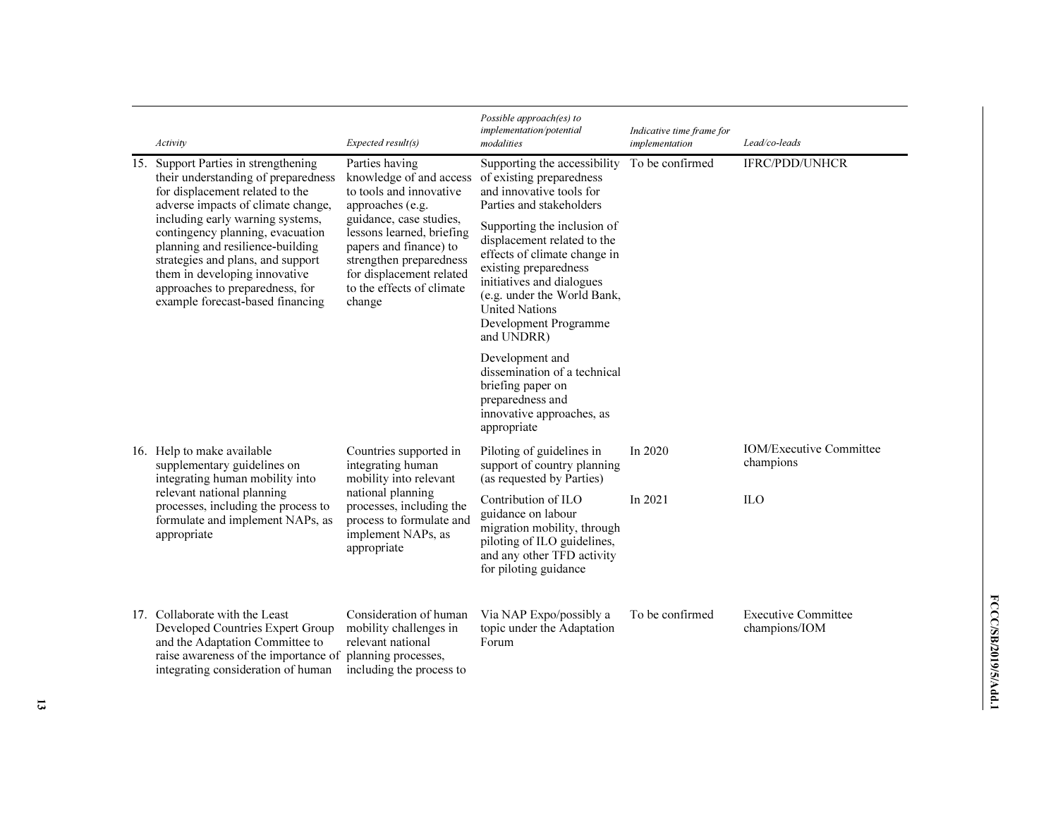| Activity | Expected result(s) | Possible approach(es) to implementation/potential modalities | Indicative time frame for implementation | Lead/co-leads |
| --- | --- | --- | --- | --- |
| 15. Support Parties in strengthening their understanding of preparedness for displacement related to the adverse impacts of climate change, including early warning systems, contingency planning, evacuation planning and resilience-building strategies and plans, and support them in developing innovative approaches to preparedness, for example forecast-based financing | Parties having knowledge of and access to tools and innovative approaches (e.g. guidance, case studies, lessons learned, briefing papers and finance) to strengthen preparedness for displacement related to the effects of climate change | Supporting the accessibility of existing preparedness and innovative tools for Parties and stakeholders<br><br>Supporting the inclusion of displacement related to the effects of climate change in existing preparedness initiatives and dialogues (e.g. under the World Bank, United Nations Development Programme and UNDRR)<br><br>Development and dissemination of a technical briefing paper on preparedness and innovative approaches, as appropriate | To be confirmed | IFRC/PDD/UNHCR |
| 16. Help to make available supplementary guidelines on integrating human mobility into relevant national planning processes, including the process to formulate and implement NAPs, as appropriate | Countries supported in integrating human mobility into relevant national planning processes, including the process to formulate and implement NAPs, as appropriate | Piloting of guidelines in support of country planning (as requested by Parties) | In 2020 | IOM/Executive Committee champions |
| | | Contribution of ILO guidance on labour migration mobility, through piloting of ILO guidelines, and any other TFD activity for piloting guidance | In 2021 | ILO |
| 17. Collaborate with the Least Developed Countries Expert Group and the Adaptation Committee to raise awareness of the importance of integrating consideration of human | Consideration of human mobility challenges in relevant national planning processes, including the process to | Via NAP Expo/possibly a topic under the Adaptation Forum | To be confirmed | Executive Committee champions/IOM |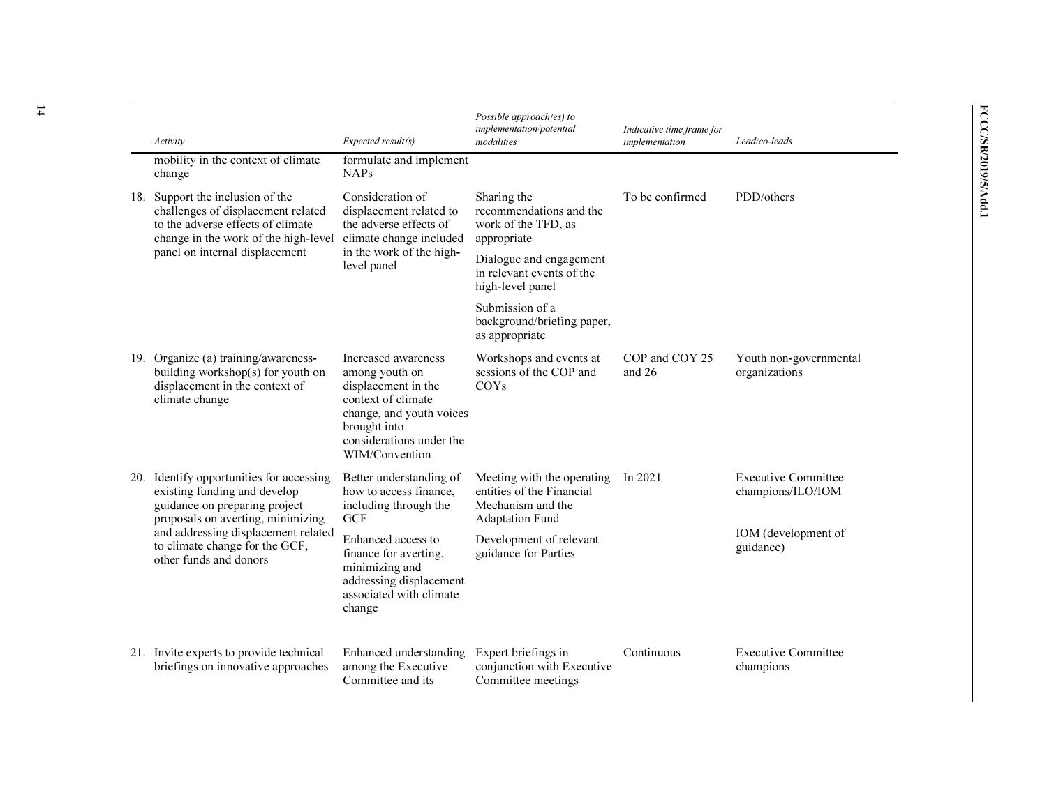| Activity | Expected result(s) | Possible approach(es) to implementation/potential modalities | Indicative time frame for implementation | Lead/co-leads |
|---|---|---|---|---|
| mobility in the context of climate change | formulate and implement NAPs | | | |
| 18. Support the inclusion of the challenges of displacement related to the adverse effects of climate change in the work of the high-level panel on internal displacement | Consideration of displacement related to the adverse effects of climate change included in the work of the high-level panel | Sharing the recommendations and the work of the TFD, as appropriate<br><br>Dialogue and engagement in relevant events of the high-level panel<br><br>Submission of a background/briefing paper, as appropriate | To be confirmed | PDD/others |
| 19. Organize (a) training/awareness-building workshop(s) for youth on displacement in the context of climate change | Increased awareness among youth on displacement in the context of climate change, and youth voices brought into considerations under the WIM/Convention | Workshops and events at sessions of the COP and COYs | COP and COY 25 and 26 | Youth non-governmental organizations |
| 20. Identify opportunities for accessing existing funding and develop guidance on preparing project proposals on averting, minimizing and addressing displacement related to climate change for the GCF, other funds and donors | Better understanding of how to access finance, including through the GCF<br><br>Enhanced access to finance for averting, minimizing and addressing displacement associated with climate change | Meeting with the operating entities of the Financial Mechanism and the Adaptation Fund<br><br>Development of relevant guidance for Parties | In 2021 | Executive Committee champions/ILO/IOM<br><br>IOM (development of guidance) |
| 21. Invite experts to provide technical briefings on innovative approaches | Enhanced understanding among the Executive Committee and its | Expert briefings in conjunction with Executive Committee meetings | Continuous | Executive Committee champions |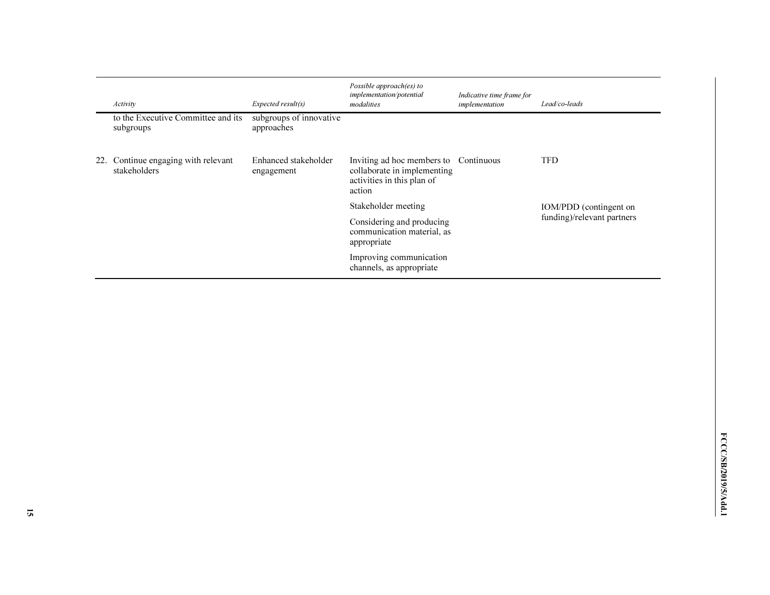| Activity | Expected result(s) | Possible approach(es) to implementation/potential modalities | Indicative time frame for implementation | Lead/co-leads |
|---|---|---|---|---|
| to the Executive Committee and its subgroups | subgroups of innovative approaches | | | |
| 22. Continue engaging with relevant stakeholders | Enhanced stakeholder engagement | Inviting ad hoc members to collaborate in implementing activities in this plan of action | Continuous | TFD |
| | | Stakeholder meeting | | IOM/PDD (contingent on funding)/relevant partners |
| | | Considering and producing communication material, as appropriate | | |
| | | Improving communication channels, as appropriate | | |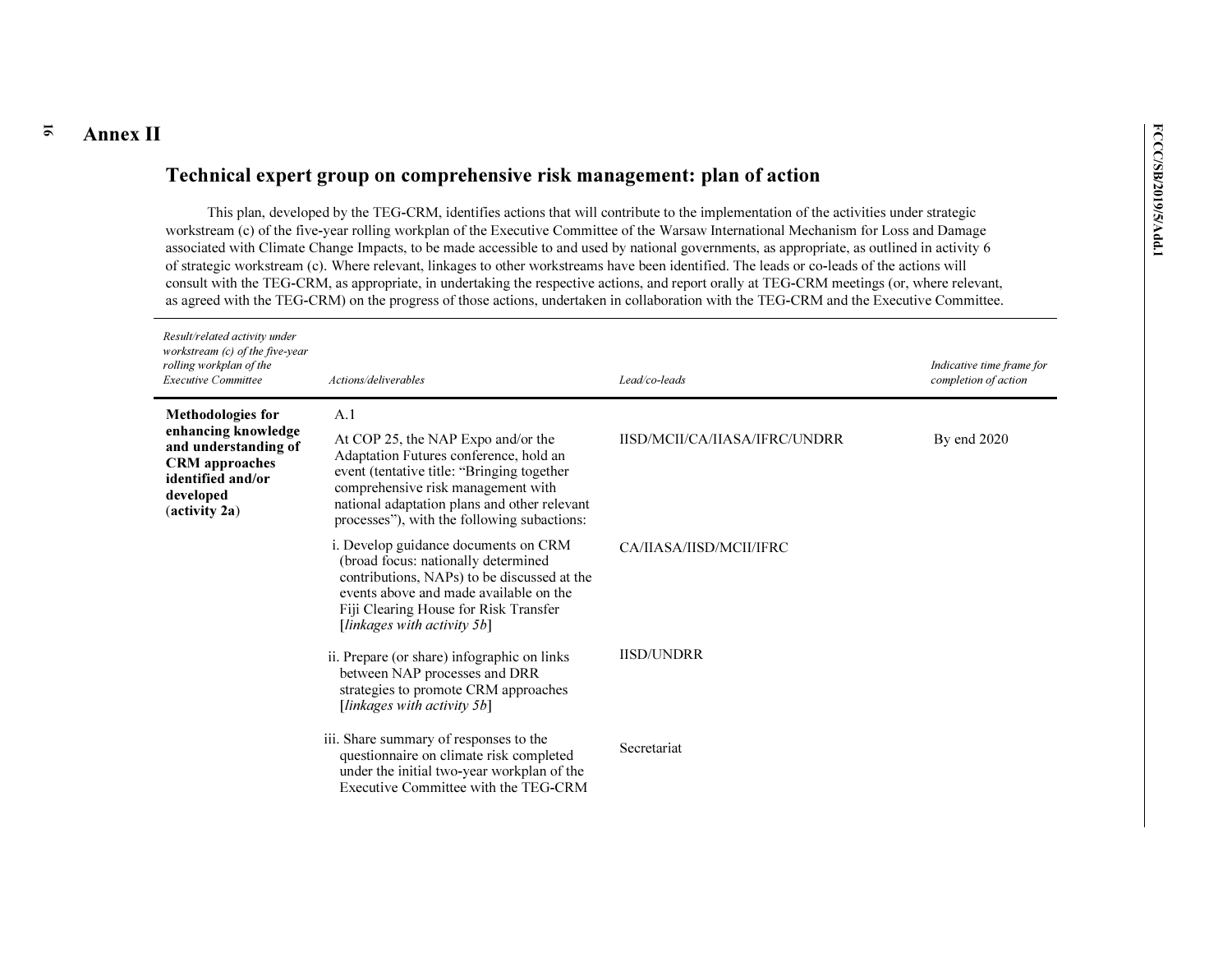# Annex II

## Technical expert group on comprehensive risk management: plan of action

This plan, developed by the TEG-CRM, identifies actions that will contribute to the implementation of the activities under strategic workstream (c) of the five-year rolling workplan of the Executive Committee of the Warsaw International Mechanism for Loss and Damage associated with Climate Change Impacts, to be made accessible to and used by national governments, as appropriate, as outlined in activity 6 of strategic workstream (c). Where relevant, linkages to other workstreams have been identified. The leads or co-leads of the actions will consult with the TEG-CRM, as appropriate, in undertaking the respective actions, and report orally at TEG-CRM meetings (or, where relevant, as agreed with the TEG-CRM) on the progress of those actions, undertaken in collaboration with the TEG-CRM and the Executive Committee.

| *Result/related activity under workstream (c) of the five-year rolling workplan of the Executive Committee* | *Actions/deliverables* | *Lead/co-leads* | *Indicative time frame for completion of action* |
|---|---|---|---|
| **Methodologies for enhancing knowledge and understanding of CRM approaches identified and/or developed** (**activity 2a**) | A.1<br>At COP 25, the NAP Expo and/or the Adaptation Futures conference, hold an event (tentative title: "Bringing together comprehensive risk management with national adaptation plans and other relevant processes"), with the following subactions: | IISD/MCII/CA/IIASA/IFRC/UNDRR | By end 2020 |
| | i. Develop guidance documents on CRM (broad focus: nationally determined contributions, NAPs) to be discussed at the events above and made available on the Fiji Clearing House for Risk Transfer [*linkages with activity 5b*] | CA/IIASA/IISD/MCII/IFRC | |
| | ii. Prepare (or share) infographic on links between NAP processes and DRR strategies to promote CRM approaches [*linkages with activity 5b*] | IISD/UNDRR | |
| | iii. Share summary of responses to the questionnaire on climate risk completed under the initial two-year workplan of the Executive Committee with the TEG-CRM | Secretariat | |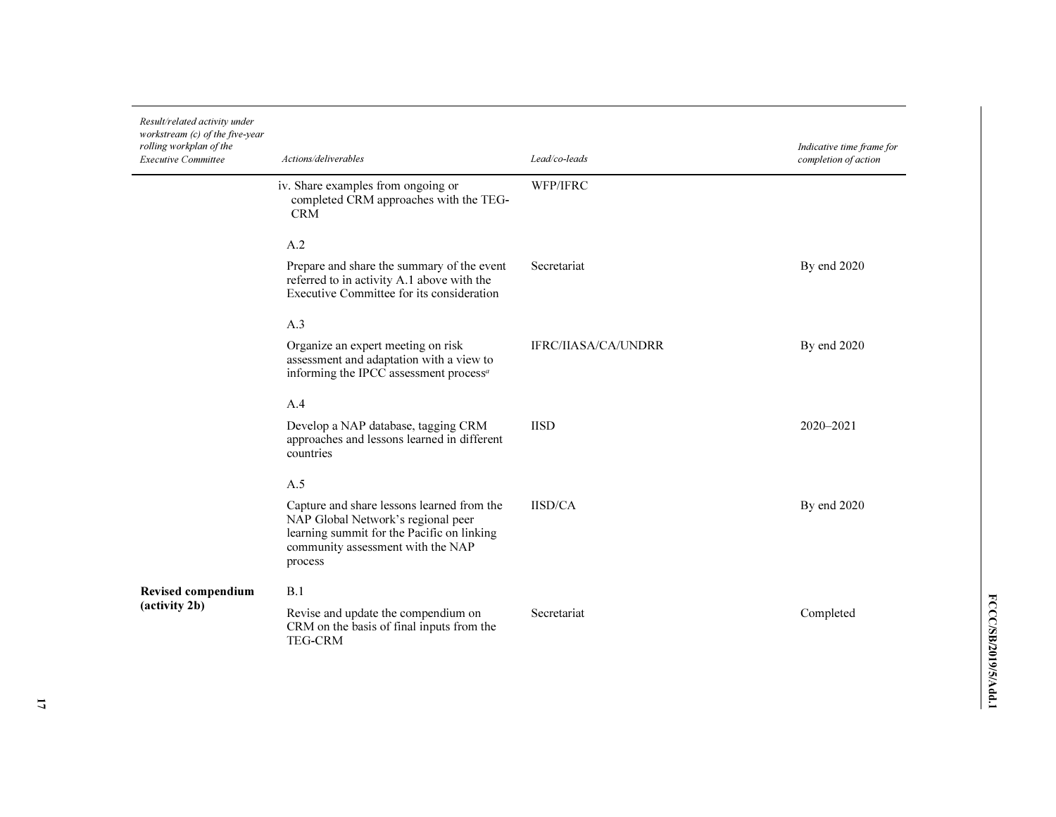| *Result/related activity under workstream (c) of the five-year rolling workplan of the Executive Committee* | *Actions/deliverables* | *Lead/co-leads* | *Indicative time frame for completion of action* |
|---|---|---|---|
| | iv. Share examples from ongoing or completed CRM approaches with the TEG-CRM | WFP/IFRC | |
| | A.2 | | |
| | Prepare and share the summary of the event referred to in activity A.1 above with the Executive Committee for its consideration | Secretariat | By end 2020 |
| | A.3 | | |
| | Organize an expert meeting on risk assessment and adaptation with a view to informing the IPCC assessment process[a] | IFRC/IIASA/CA/UNDRR | By end 2020 |
| | A.4 | | |
| | Develop a NAP database, tagging CRM approaches and lessons learned in different countries | IISD | 2020–2021 |
| | A.5 | | |
| | Capture and share lessons learned from the NAP Global Network's regional peer learning summit for the Pacific on linking community assessment with the NAP process | IISD/CA | By end 2020 |
| **Revised compendium (activity 2b)** | B.1 | | |
| | Revise and update the compendium on CRM on the basis of final inputs from the TEG-CRM | Secretariat | Completed |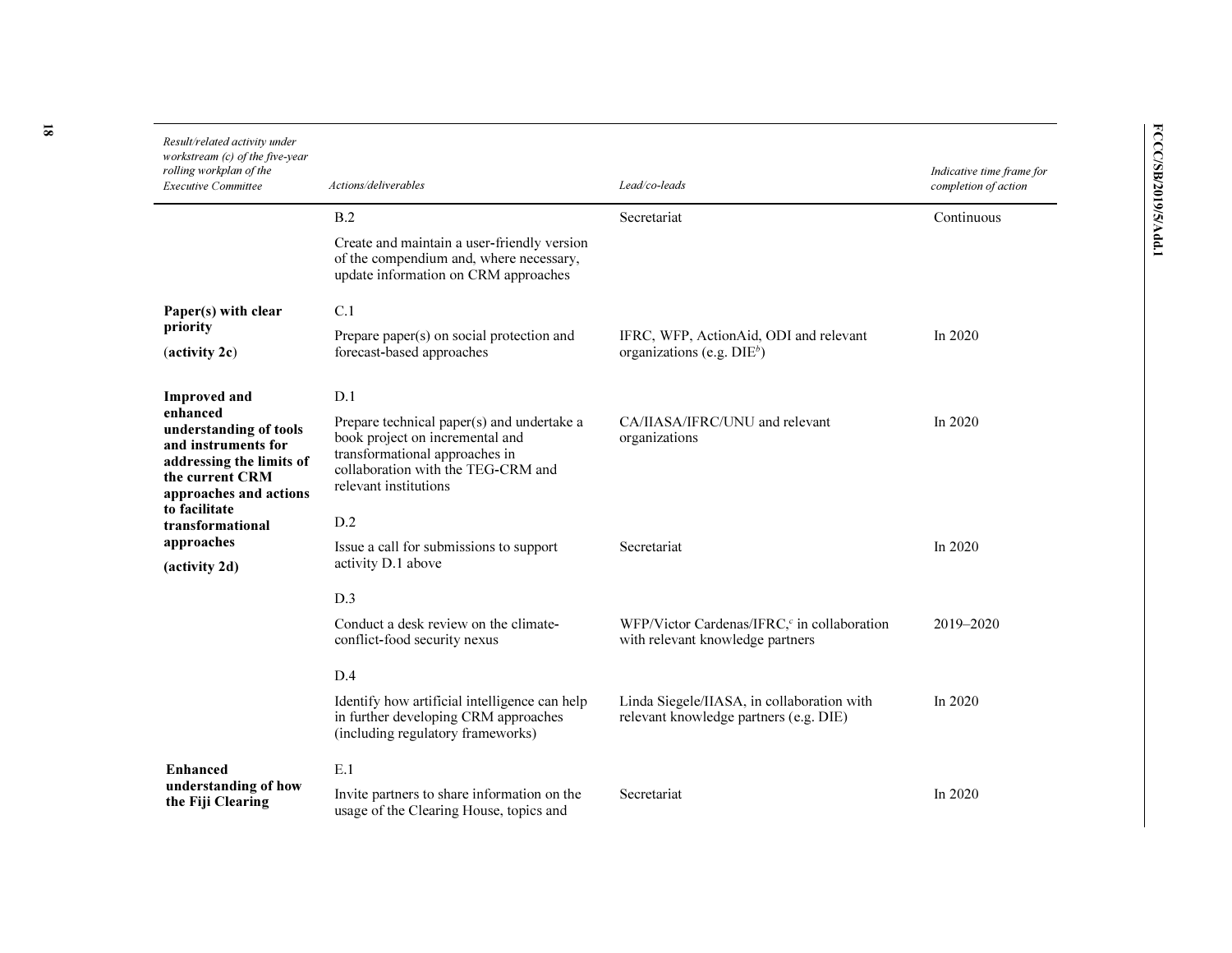| *Result/related activity under workstream (c) of the five-year rolling workplan of the Executive Committee* | *Actions/deliverables* | *Lead/co-leads* | *Indicative time frame for completion of action* |
|---|---|---|---|
| | B.2 Create and maintain a user-friendly version of the compendium and, where necessary, update information on CRM approaches | Secretariat | Continuous |
| **Paper(s) with clear priority (activity 2c)** | C.1 Prepare paper(s) on social protection and forecast-based approaches | IFRC, WFP, ActionAid, ODI and relevant organizations (e.g. DIE[b]) | In 2020 |
| **Improved and enhanced understanding of tools and instruments for addressing the limits of the current CRM approaches and actions to facilitate transformational approaches (activity 2d)** | D.1 Prepare technical paper(s) and undertake a book project on incremental and transformational approaches in collaboration with the TEG-CRM and relevant institutions | CA/IIASA/IFRC/UNU and relevant organizations | In 2020 |
| | D.2 Issue a call for submissions to support activity D.1 above | Secretariat | In 2020 |
| | D.3 Conduct a desk review on the climate-conflict-food security nexus | WFP/Victor Cardenas/IFRC,[c] in collaboration with relevant knowledge partners | 2019–2020 |
| | D.4 Identify how artificial intelligence can help in further developing CRM approaches (including regulatory frameworks) | Linda Siegele/IIASA, in collaboration with relevant knowledge partners (e.g. DIE) | In 2020 |
| **Enhanced understanding of how the Fiji Clearing** | E.1 Invite partners to share information on the usage of the Clearing House, topics and | Secretariat | In 2020 |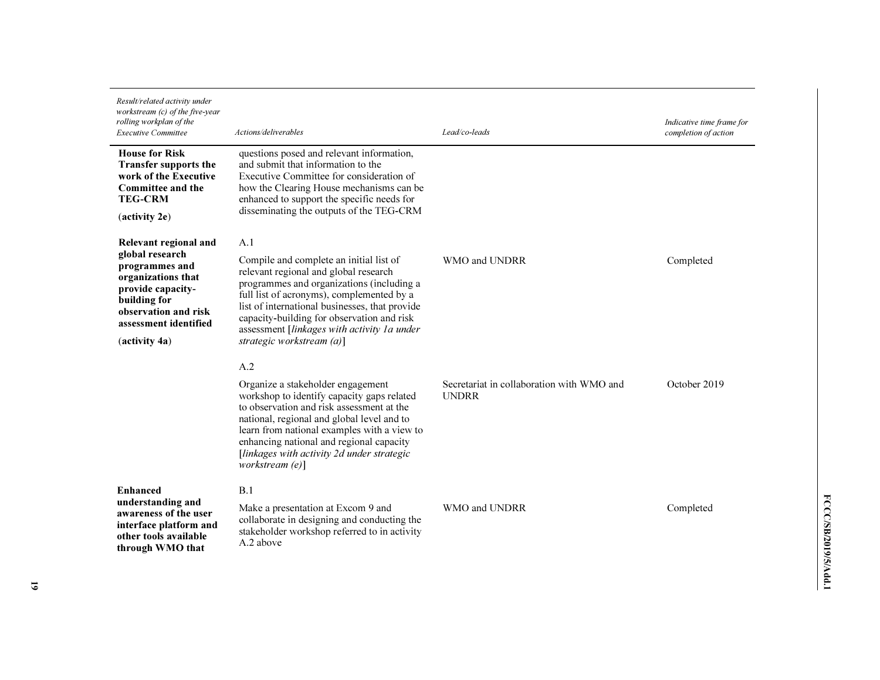| Result/related activity under workstream (c) of the five-year rolling workplan of the Executive Committee | Actions/deliverables | Lead/co-leads | Indicative time frame for completion of action |
|---|---|---|---|
| **House for Risk Transfer supports the work of the Executive Committee and the TEG-CRM** (**activity 2e**) | questions posed and relevant information, and submit that information to the Executive Committee for consideration of how the Clearing House mechanisms can be enhanced to support the specific needs for disseminating the outputs of the TEG-CRM | | |
| **Relevant regional and global research programmes and organizations that provide capacity-building for observation and risk assessment identified** (**activity 4a**) | A.1 Compile and complete an initial list of relevant regional and global research programmes and organizations (including a full list of acronyms), complemented by a list of international businesses, that provide capacity-building for observation and risk assessment [*linkages with activity 1a under strategic workstream (a)*] | WMO and UNDRR | Completed |
| | A.2 Organize a stakeholder engagement workshop to identify capacity gaps related to observation and risk assessment at the national, regional and global level and to learn from national examples with a view to enhancing national and regional capacity [*linkages with activity 2d under strategic workstream (e)*] | Secretariat in collaboration with WMO and UNDRR | October 2019 |
| **Enhanced understanding and awareness of the user interface platform and other tools available through WMO that** | B.1 Make a presentation at Excom 9 and collaborate in designing and conducting the stakeholder workshop referred to in activity A.2 above | WMO and UNDRR | Completed |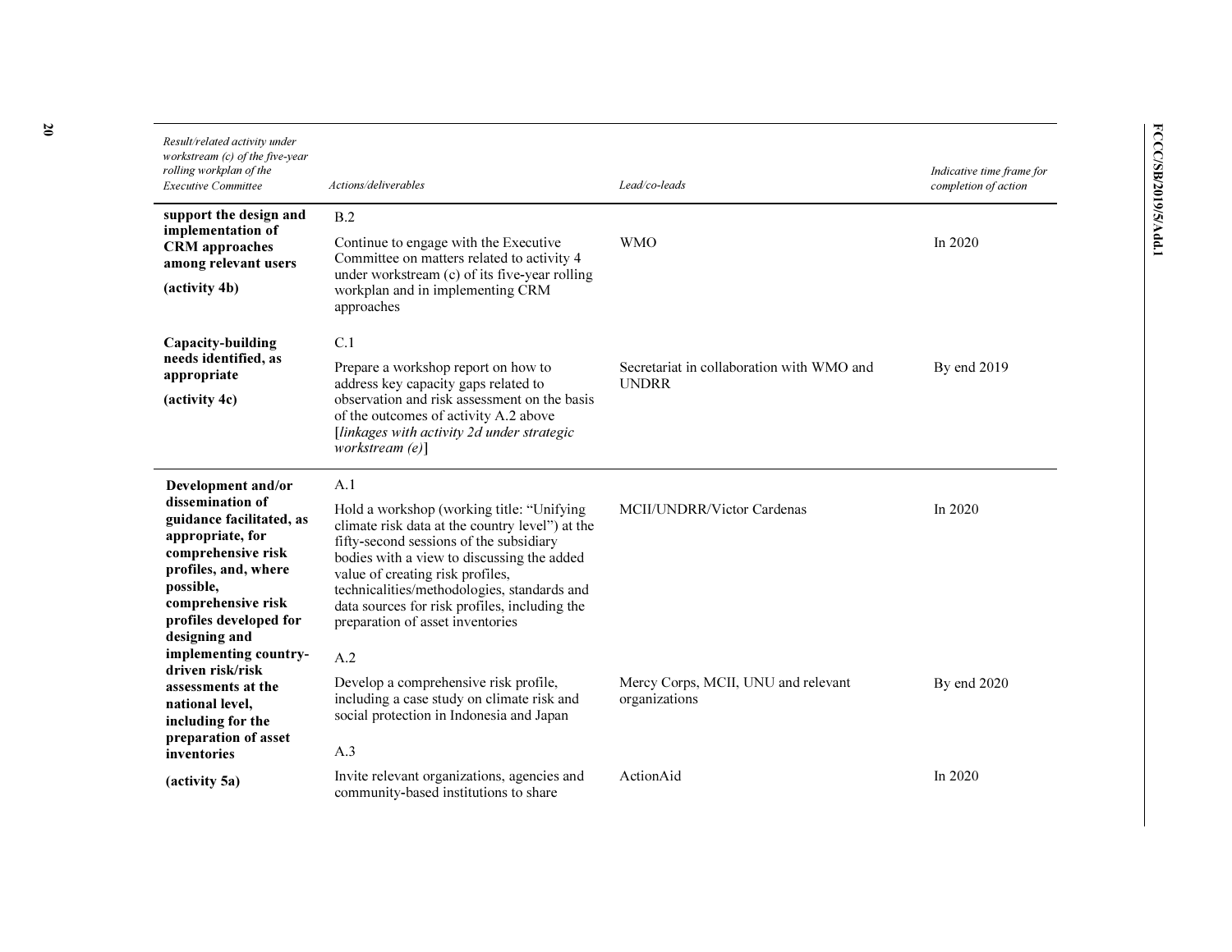| Result/related activity under workstream (c) of the five-year rolling workplan of the Executive Committee | Actions/deliverables | Lead/co-leads | Indicative time frame for completion of action |
|---|---|---|---|
| **support the design and implementation of CRM approaches among relevant users** **(activity 4b)** | B.2<br>Continue to engage with the Executive Committee on matters related to activity 4 under workstream (c) of its five-year rolling workplan and in implementing CRM approaches | WMO | In 2020 |
| **Capacity-building needs identified, as appropriate** **(activity 4c)** | C.1<br>Prepare a workshop report on how to address key capacity gaps related to observation and risk assessment on the basis of the outcomes of activity A.2 above [*linkages with activity 2d under strategic workstream (e)*] | Secretariat in collaboration with WMO and UNDRR | By end 2019 |
| **Development and/or dissemination of guidance facilitated, as appropriate, for comprehensive risk profiles, and, where possible, comprehensive risk profiles developed for designing and implementing country-driven risk/risk assessments at the national level, including for the preparation of asset inventories** **(activity 5a)** | A.1<br>Hold a workshop (working title: "Unifying climate risk data at the country level") at the fifty-second sessions of the subsidiary bodies with a view to discussing the added value of creating risk profiles, technicalities/methodologies, standards and data sources for risk profiles, including the preparation of asset inventories | MCII/UNDRR/Victor Cardenas | In 2020 |
| | A.2<br>Develop a comprehensive risk profile, including a case study on climate risk and social protection in Indonesia and Japan | Mercy Corps, MCII, UNU and relevant organizations | By end 2020 |
| | A.3<br>Invite relevant organizations, agencies and community-based institutions to share | ActionAid | In 2020 |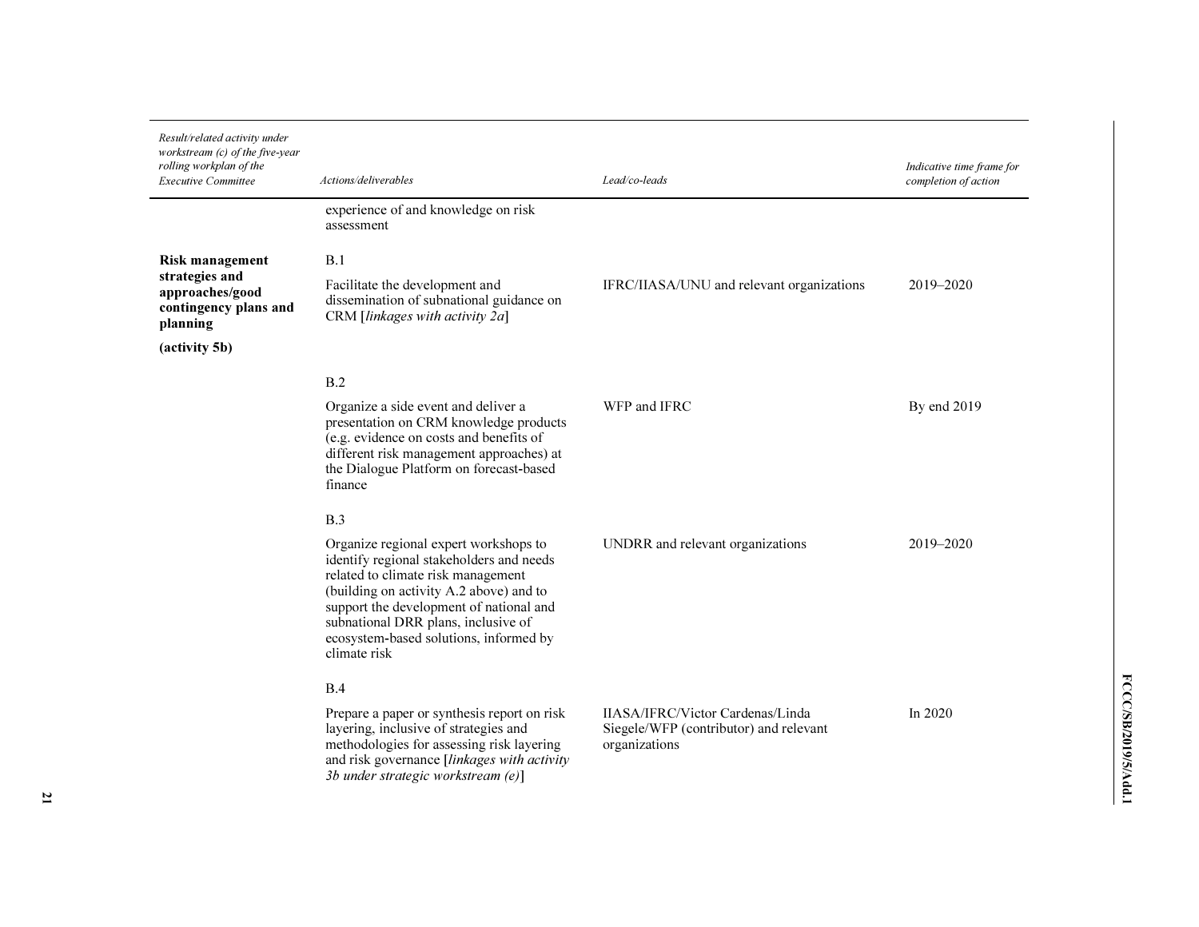| *Result/related activity under workstream (c) of the five-year rolling workplan of the Executive Committee* | *Actions/deliverables* | *Lead/co-leads* | *Indicative time frame for completion of action* |
|---|---|---|---|
| | experience of and knowledge on risk assessment | | |
| **Risk management strategies and approaches/good contingency plans and planning** **(activity 5b)** | B.1 Facilitate the development and dissemination of subnational guidance on CRM [*linkages with activity 2a*] | IFRC/IIASA/UNU and relevant organizations | 2019–2020 |
| | B.2 Organize a side event and deliver a presentation on CRM knowledge products (e.g. evidence on costs and benefits of different risk management approaches) at the Dialogue Platform on forecast-based finance | WFP and IFRC | By end 2019 |
| | B.3 Organize regional expert workshops to identify regional stakeholders and needs related to climate risk management (building on activity A.2 above) and to support the development of national and subnational DRR plans, inclusive of ecosystem-based solutions, informed by climate risk | UNDRR and relevant organizations | 2019–2020 |
| | B.4 Prepare a paper or synthesis report on risk layering, inclusive of strategies and methodologies for assessing risk layering and risk governance [*linkages with activity 3b under strategic workstream (e)*] | IIASA/IFRC/Victor Cardenas/Linda Siegele/WFP (contributor) and relevant organizations | In 2020 |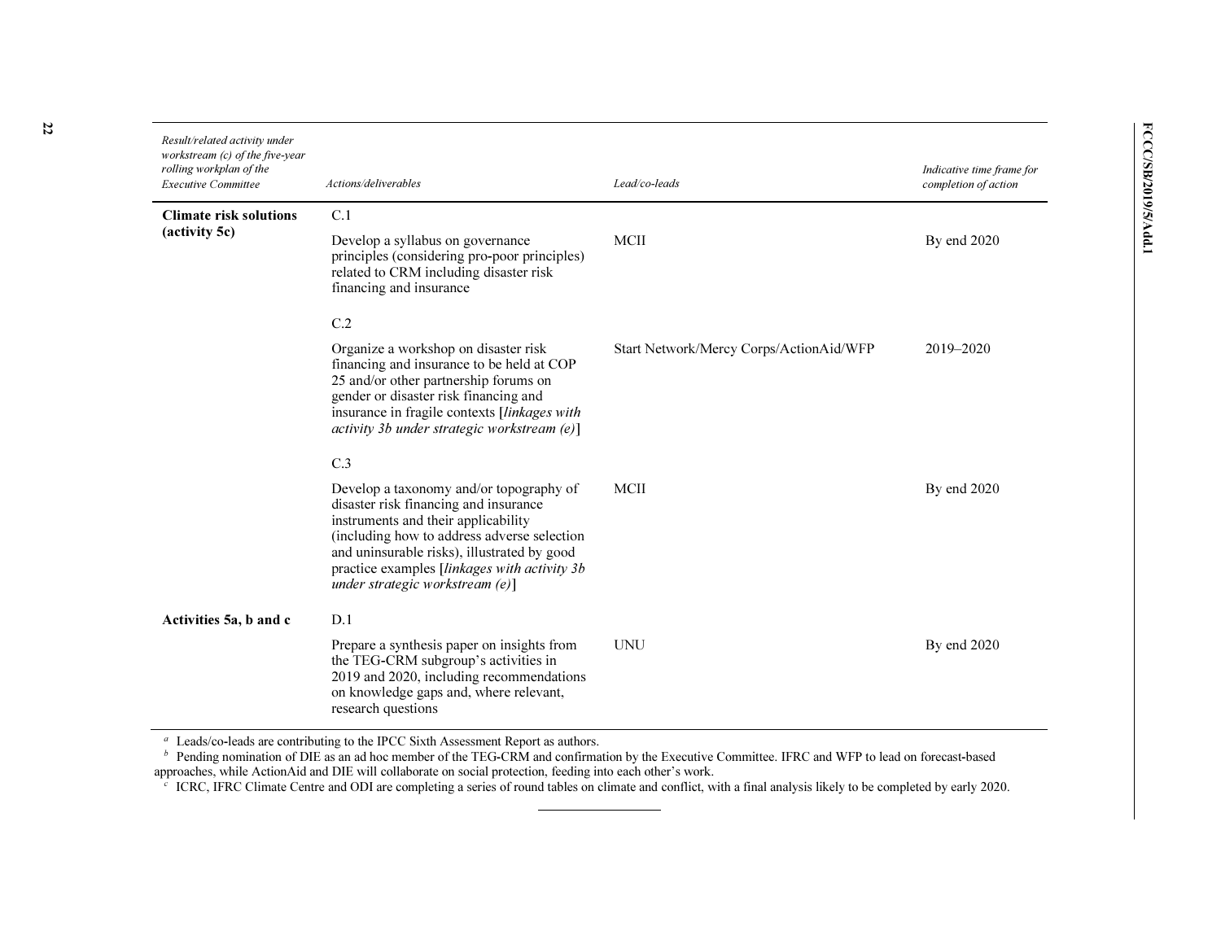| *Result/related activity under workstream (c) of the five-year rolling workplan of the Executive Committee* | *Actions/deliverables* | *Lead/co-leads* | *Indicative time frame for completion of action* |
|---|---|---|---|
| **Climate risk solutions (activity 5c)** | C.1<br>Develop a syllabus on governance principles (considering pro-poor principles) related to CRM including disaster risk financing and insurance | MCII | By end 2020 |
| | C.2<br>Organize a workshop on disaster risk financing and insurance to be held at COP 25 and/or other partnership forums on gender or disaster risk financing and insurance in fragile contexts [*linkages with activity 3b under strategic workstream (e)*] | Start Network/Mercy Corps/ActionAid/WFP | 2019–2020 |
| | C.3<br>Develop a taxonomy and/or topography of disaster risk financing and insurance instruments and their applicability (including how to address adverse selection and uninsurable risks), illustrated by good practice examples [*linkages with activity 3b under strategic workstream (e)*] | MCII | By end 2020 |
| **Activities 5a, b and c** | D.1<br>Prepare a synthesis paper on insights from the TEG-CRM subgroup's activities in 2019 and 2020, including recommendations on knowledge gaps and, where relevant, research questions | UNU | By end 2020 |

[a] Leads/co-leads are contributing to the IPCC Sixth Assessment Report as authors.

[b] Pending nomination of DIE as an ad hoc member of the TEG-CRM and confirmation by the Executive Committee. IFRC and WFP to lead on forecast-based approaches, while ActionAid and DIE will collaborate on social protection, feeding into each other's work.

[c] ICRC, IFRC Climate Centre and ODI are completing a series of round tables on climate and conflict, with a final analysis likely to be completed by early 2020.